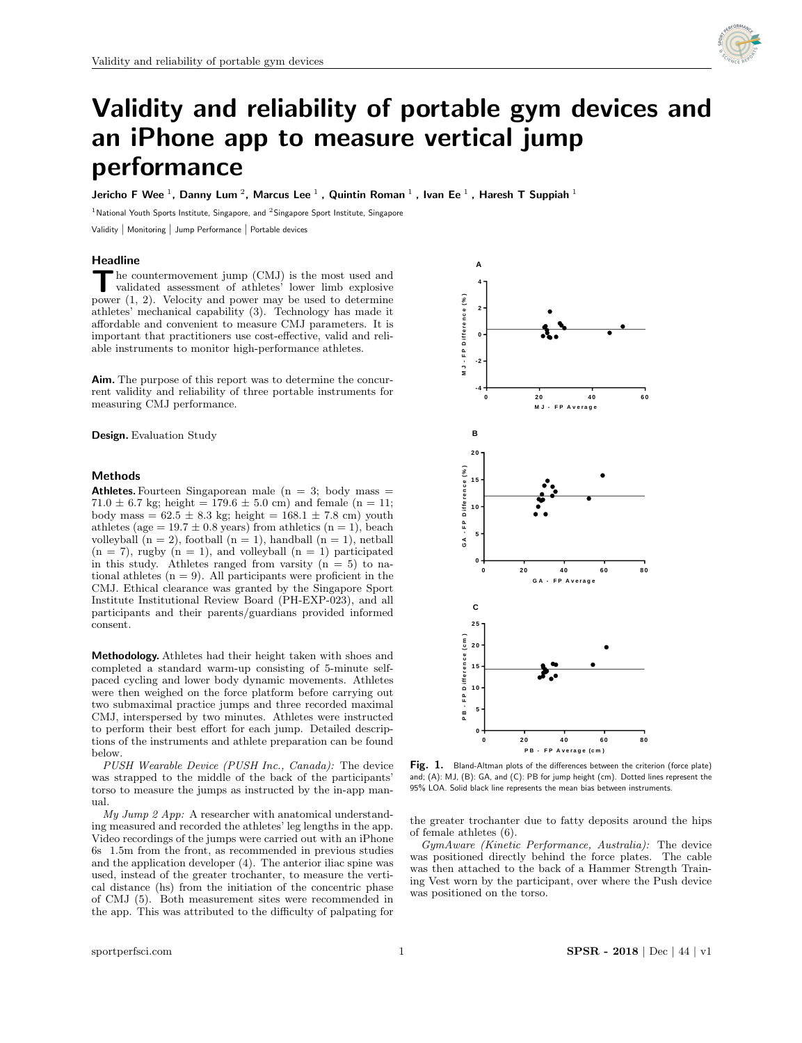# Validity and reliability of portable gym devices and an iPhone app to measure vertical jump performance

**Jericho F Wee [1], Danny Lum [2], Marcus Lee [1], Quintin Roman [1], Ivan Ee [1], Haresh T Suppiah [1]**

[1]National Youth Sports Institute, Singapore, and [2]Singapore Sport Institute, Singapore

Validity | Monitoring | Jump Performance | Portable devices

## Headline

The countermovement jump (CMJ) is the most used and validated assessment of athletes' lower limb explosive power (1, 2). Velocity and power may be used to determine athletes' mechanical capability (3). Technology has made it affordable and convenient to measure CMJ parameters. It is important that practitioners use cost-effective, valid and reliable instruments to monitor high-performance athletes.

**Aim.** The purpose of this report was to determine the concurrent validity and reliability of three portable instruments for measuring CMJ performance.

**Design.** Evaluation Study

## Methods

**Athletes.** Fourteen Singaporean male (n = 3; body mass = 71.0 ± 6.7 kg; height = 179.6 ± 5.0 cm) and female (n = 11; body mass = 62.5 ± 8.3 kg; height = 168.1 ± 7.8 cm) youth athletes (age = 19.7 ± 0.8 years) from athletics (n = 1), beach volleyball (n = 2), football (n = 1), handball (n = 1), netball (n = 7), rugby (n = 1), and volleyball (n = 1) participated in this study. Athletes ranged from varsity (n = 5) to national athletes (n = 9). All participants were proficient in the CMJ. Ethical clearance was granted by the Singapore Sport Institute Institutional Review Board (PH-EXP-023), and all participants and their parents/guardians provided informed consent.

**Methodology.** Athletes had their height taken with shoes and completed a standard warm-up consisting of 5-minute self-paced cycling and lower body dynamic movements. Athletes were then weighed on the force platform before carrying out two submaximal practice jumps and three recorded maximal CMJ, interspersed by two minutes. Athletes were instructed to perform their best effort for each jump. Detailed descriptions of the instruments and athlete preparation can be found below.

*PUSH Wearable Device (PUSH Inc., Canada):* The device was strapped to the middle of the back of the participants' torso to measure the jumps as instructed by the in-app manual.

*My Jump 2 App:* A researcher with anatomical understanding measured and recorded the athletes' leg lengths in the app. Video recordings of the jumps were carried out with an iPhone 6s 1.5m from the front, as recommended in previous studies and the application developer (4). The anterior iliac spine was used, instead of the greater trochanter, to measure the vertical distance (hs) from the initiation of the concentric phase of CMJ (5). Both measurement sites were recommended in the app. This was attributed to the difficulty of palpating for the greater trochanter due to fatty deposits around the hips of female athletes (6).

*GymAware (Kinetic Performance, Australia):* The device was positioned directly behind the force plates. The cable was then attached to the back of a Hammer Strength Training Vest worn by the participant, over where the Push device was positioned on the torso.

**Fig. 1.** Bland-Altman plots of the differences between the criterion (force plate) and; (A): MJ, (B): GA, and (C): PB for jump height (cm). Dotted lines represent the 95% LOA. Solid black line represents the mean bias between instruments.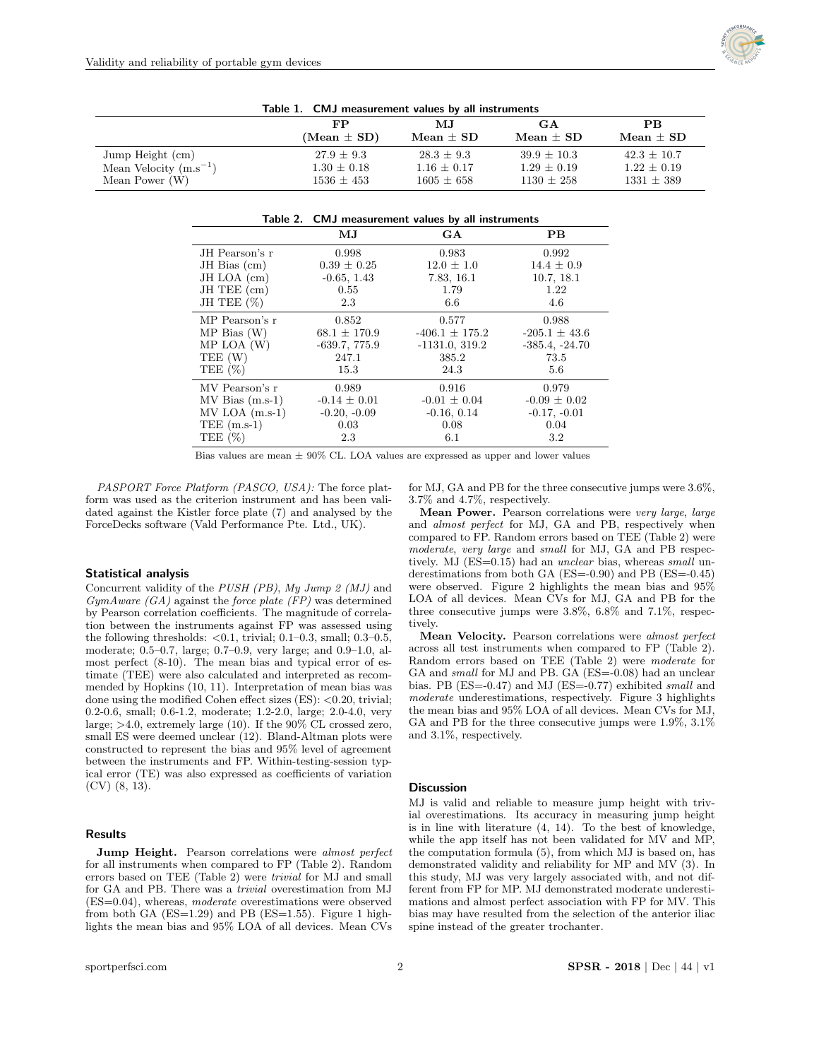**Table 1. CMJ measurement values by all instruments**

| | FP (Mean ± SD) | MJ Mean ± SD | GA Mean ± SD | PB Mean ± SD |
|---|---|---|---|---|
| Jump Height (cm) | 27.9 ± 9.3 | 28.3 ± 9.3 | 39.9 ± 10.3 | 42.3 ± 10.7 |
| Mean Velocity ($m.s^{-1}$) | 1.30 ± 0.18 | 1.16 ± 0.17 | 1.29 ± 0.19 | 1.22 ± 0.19 |
| Mean Power (W) | 1536 ± 453 | 1605 ± 658 | 1130 ± 258 | 1331 ± 389 |

**Table 2. CMJ measurement values by all instruments**

| | MJ | GA | PB |
|---|---|---|---|
| JH Pearson's r | 0.998 | 0.983 | 0.992 |
| JH Bias (cm) | 0.39 ± 0.25 | 12.0 ± 1.0 | 14.4 ± 0.9 |
| JH LOA (cm) | -0.65, 1.43 | 7.83, 16.1 | 10.7, 18.1 |
| JH TEE (cm) | 0.55 | 1.79 | 1.22 |
| JH TEE (%) | 2.3 | 6.6 | 4.6 |
| MP Pearson's r | 0.852 | 0.577 | 0.988 |
| MP Bias (W) | 68.1 ± 170.9 | -406.1 ± 175.2 | -205.1 ± 43.6 |
| MP LOA (W) | -639.7, 775.9 | -1131.0, 319.2 | -385.4, -24.70 |
| TEE (W) | 247.1 | 385.2 | 73.5 |
| TEE (%) | 15.3 | 24.3 | 5.6 |
| MV Pearson's r | 0.989 | 0.916 | 0.979 |
| MV Bias (m.s-1) | -0.14 ± 0.01 | -0.01 ± 0.04 | -0.09 ± 0.02 |
| MV LOA (m.s-1) | -0.20, -0.09 | -0.16, 0.14 | -0.17, -0.01 |
| TEE (m.s-1) | 0.03 | 0.08 | 0.04 |
| TEE (%) | 2.3 | 6.1 | 3.2 |

Bias values are mean ± 90% CL. LOA values are expressed as upper and lower values

*PASPORT Force Platform (PASCO, USA):* The force platform was used as the criterion instrument and has been validated against the Kistler force plate (7) and analysed by the ForceDecks software (Vald Performance Pte. Ltd., UK).

### Statistical analysis

Concurrent validity of the *PUSH (PB)*, *My Jump 2 (MJ)* and *GymAware (GA)* against the *force plate (FP)* was determined by Pearson correlation coefficients. The magnitude of correlation between the instruments against FP was assessed using the following thresholds: <0.1, trivial; 0.1–0.3, small; 0.3–0.5, moderate; 0.5–0.7, large; 0.7–0.9, very large; and 0.9–1.0, almost perfect (8-10). The mean bias and typical error of estimate (TEE) were also calculated and interpreted as recommended by Hopkins (10, 11). Interpretation of mean bias was done using the modified Cohen effect sizes (ES): <0.20, trivial; 0.2-0.6, small; 0.6-1.2, moderate; 1.2-2.0, large; 2.0-4.0, very large; >4.0, extremely large (10). If the 90% CL crossed zero, small ES were deemed unclear (12). Bland-Altman plots were constructed to represent the bias and 95% level of agreement between the instruments and FP. Within-testing-session typical error (TE) was also expressed as coefficients of variation (CV) (8, 13).

### Results

**Jump Height.** Pearson correlations were *almost perfect* for all instruments when compared to FP (Table 2). Random errors based on TEE (Table 2) were *trivial* for MJ and small for GA and PB. There was a *trivial* overestimation from MJ (ES=0.04), whereas, *moderate* overestimations were observed from both GA (ES=1.29) and PB (ES=1.55). Figure 1 highlights the mean bias and 95% LOA of all devices. Mean CVs for MJ, GA and PB for the three consecutive jumps were 3.6%, 3.7% and 4.7%, respectively.

**Mean Power.** Pearson correlations were *very large*, *large* and *almost perfect* for MJ, GA and PB, respectively when compared to FP. Random errors based on TEE (Table 2) were *moderate*, *very large* and *small* for MJ, GA and PB respectively. MJ (ES=0.15) had an *unclear* bias, whereas *small* underestimations from both GA (ES=-0.90) and PB (ES=-0.45) were observed. Figure 2 highlights the mean bias and 95% LOA of all devices. Mean CVs for MJ, GA and PB for the three consecutive jumps were 3.8%, 6.8% and 7.1%, respectively.

**Mean Velocity.** Pearson correlations were *almost perfect* across all test instruments when compared to FP (Table 2). Random errors based on TEE (Table 2) were *moderate* for GA and *small* for MJ and PB. GA (ES=-0.08) had an unclear bias. PB (ES=-0.47) and MJ (ES=-0.77) exhibited *small* and *moderate* underestimations, respectively. Figure 3 highlights the mean bias and 95% LOA of all devices. Mean CVs for MJ, GA and PB for the three consecutive jumps were 1.9%, 3.1% and 3.1%, respectively.

### Discussion

MJ is valid and reliable to measure jump height with trivial overestimations. Its accuracy in measuring jump height is in line with literature (4, 14). To the best of knowledge, while the app itself has not been validated for MV and MP, the computation formula (5), from which MJ is based on, has demonstrated validity and reliability for MP and MV (3). In this study, MJ was very largely associated with, and not different from FP for MP. MJ demonstrated moderate underestimations and almost perfect association with FP for MV. This bias may have resulted from the selection of the anterior iliac spine instead of the greater trochanter.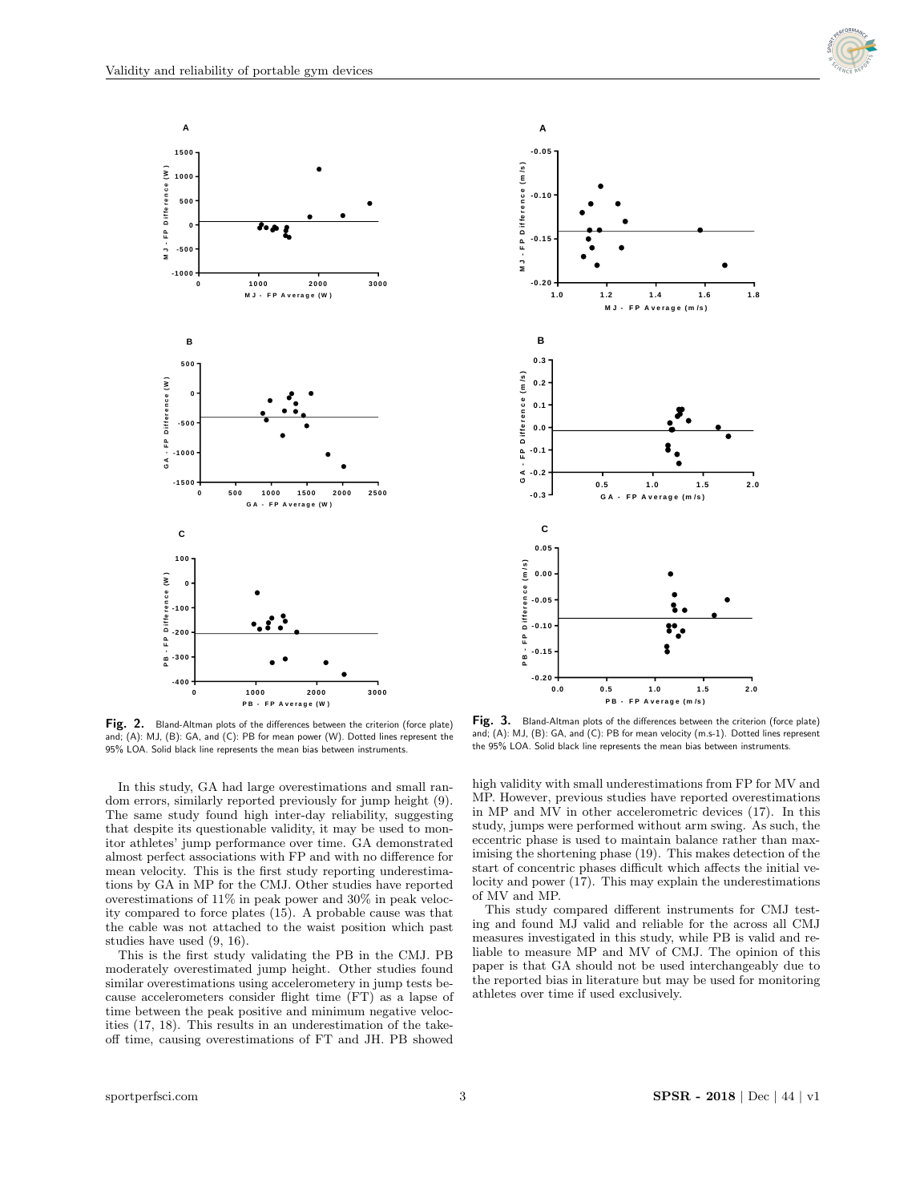Fig. 2. Bland-Altman plots of the differences between the criterion (force plate) and; (A): MJ, (B): GA, and (C): PB for mean power (W). Dotted lines represent the 95% LOA. Solid black line represents the mean bias between instruments.

Fig. 3. Bland-Altman plots of the differences between the criterion (force plate) and; (A): MJ, (B): GA, and (C): PB for mean velocity (m.s-1). Dotted lines represent the 95% LOA. Solid black line represents the mean bias between instruments.

In this study, GA had large overestimations and small random errors, similarly reported previously for jump height (9). The same study found high inter-day reliability, suggesting that despite its questionable validity, it may be used to monitor athletes' jump performance over time. GA demonstrated almost perfect associations with FP and with no difference for mean velocity. This is the first study reporting underestimations by GA in MP for the CMJ. Other studies have reported overestimations of 11% in peak power and 30% in peak velocity compared to force plates (15). A probable cause was that the cable was not attached to the waist position which past studies have used (9, 16).

This is the first study validating the PB in the CMJ. PB moderately overestimated jump height. Other studies found similar overestimations using accelerometery in jump tests because accelerometers consider flight time (FT) as a lapse of time between the peak positive and minimum negative velocities (17, 18). This results in an underestimation of the take-off time, causing overestimations of FT and JH. PB showed high validity with small underestimations from FP for MV and MP. However, previous studies have reported overestimations in MP and MV in other accelerometric devices (17). In this study, jumps were performed without arm swing. As such, the eccentric phase is used to maintain balance rather than maximising the shortening phase (19). This makes detection of the start of concentric phases difficult which affects the initial velocity and power (17). This may explain the underestimations of MV and MP.

This study compared different instruments for CMJ testing and found MJ valid and reliable for the across all CMJ measures investigated in this study, while PB is valid and reliable to measure MP and MV of CMJ. The opinion of this paper is that GA should not be used interchangeably due to the reported bias in literature but may be used for monitoring athletes over time if used exclusively.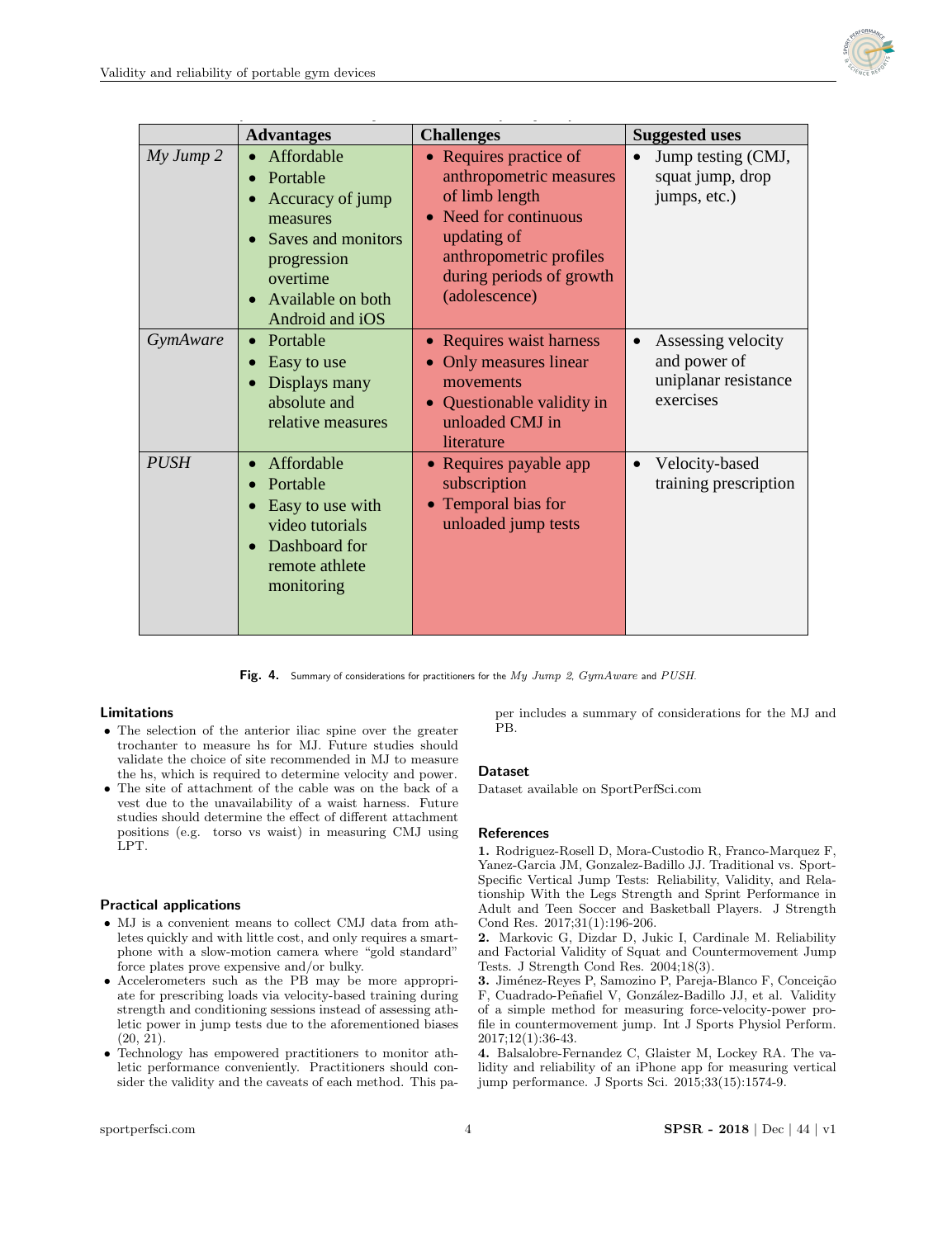| | Advantages | Challenges | Suggested uses |
|---|---|---|---|
| *My Jump 2* | • Affordable<br>• Portable<br>• Accuracy of jump measures<br>• Saves and monitors progression overtime<br>• Available on both Android and iOS | • Requires practice of anthropometric measures of limb length<br>• Need for continuous updating of anthropometric profiles during periods of growth (adolescence) | • Jump testing (CMJ, squat jump, drop jumps, etc.) |
| *GymAware* | • Portable<br>• Easy to use<br>• Displays many absolute and relative measures | • Requires waist harness<br>• Only measures linear movements<br>• Questionable validity in unloaded CMJ in literature | • Assessing velocity and power of uniplanar resistance exercises |
| *PUSH* | • Affordable<br>• Portable<br>• Easy to use with video tutorials<br>• Dashboard for remote athlete monitoring | • Requires payable app subscription<br>• Temporal bias for unloaded jump tests | • Velocity-based training prescription |

**Fig. 4.** Summary of considerations for practitioners for the *My Jump 2*, *GymAware* and *PUSH*.

## Limitations

- The selection of the anterior iliac spine over the greater trochanter to measure hs for MJ. Future studies should validate the choice of site recommended in MJ to measure the hs, which is required to determine velocity and power.
- The site of attachment of the cable was on the back of a vest due to the unavailability of a waist harness. Future studies should determine the effect of different attachment positions (e.g. torso vs waist) in measuring CMJ using LPT.

## Practical applications

- MJ is a convenient means to collect CMJ data from athletes quickly and with little cost, and only requires a smartphone with a slow-motion camera where "gold standard" force plates prove expensive and/or bulky.
- Accelerometers such as the PB may be more appropriate for prescribing loads via velocity-based training during strength and conditioning sessions instead of assessing athletic power in jump tests due to the aforementioned biases (20, 21).
- Technology has empowered practitioners to monitor athletic performance conveniently. Practitioners should consider the validity and the caveats of each method. This paper includes a summary of considerations for the MJ and PB.

## Dataset

Dataset available on SportPerfSci.com

## References

**1.** Rodriguez-Rosell D, Mora-Custodio R, Franco-Marquez F, Yanez-Garcia JM, Gonzalez-Badillo JJ. Traditional vs. Sport-Specific Vertical Jump Tests: Reliability, Validity, and Relationship With the Legs Strength and Sprint Performance in Adult and Teen Soccer and Basketball Players. J Strength Cond Res. 2017;31(1):196-206.

**2.** Markovic G, Dizdar D, Jukic I, Cardinale M. Reliability and Factorial Validity of Squat and Countermovement Jump Tests. J Strength Cond Res. 2004;18(3).

**3.** Jiménez-Reyes P, Samozino P, Pareja-Blanco F, Conceição F, Cuadrado-Peñafiel V, González-Badillo JJ, et al. Validity of a simple method for measuring force-velocity-power profile in countermovement jump. Int J Sports Physiol Perform. 2017;12(1):36-43.

**4.** Balsalobre-Fernandez C, Glaister M, Lockey RA. The validity and reliability of an iPhone app for measuring vertical jump performance. J Sports Sci. 2015;33(15):1574-9.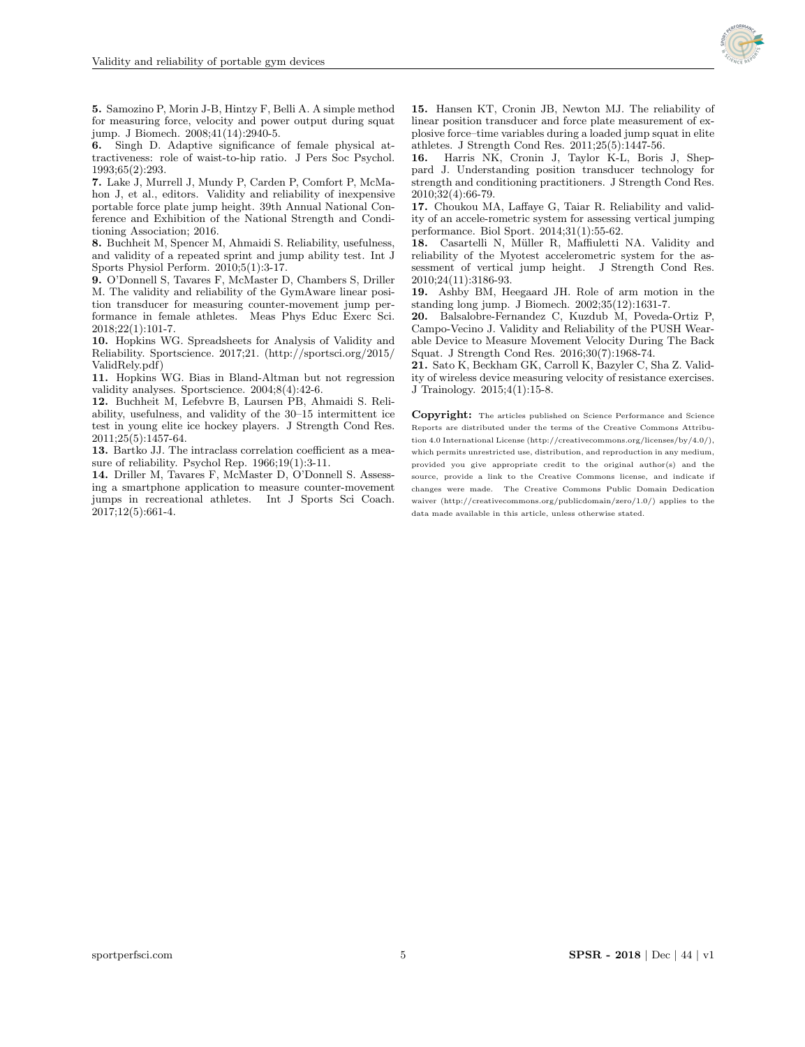**5.** Samozino P, Morin J-B, Hintzy F, Belli A. A simple method for measuring force, velocity and power output during squat jump. J Biomech. 2008;41(14):2940-5.

**6.** Singh D. Adaptive significance of female physical attractiveness: role of waist-to-hip ratio. J Pers Soc Psychol. 1993;65(2):293.

**7.** Lake J, Murrell J, Mundy P, Carden P, Comfort P, McMahon J, et al., editors. Validity and reliability of inexpensive portable force plate jump height. 39th Annual National Conference and Exhibition of the National Strength and Conditioning Association; 2016.

**8.** Buchheit M, Spencer M, Ahmaidi S. Reliability, usefulness, and validity of a repeated sprint and jump ability test. Int J Sports Physiol Perform. 2010;5(1):3-17.

**9.** O'Donnell S, Tavares F, McMaster D, Chambers S, Driller M. The validity and reliability of the GymAware linear position transducer for measuring counter-movement jump performance in female athletes. Meas Phys Educ Exerc Sci. 2018;22(1):101-7.

**10.** Hopkins WG. Spreadsheets for Analysis of Validity and Reliability. Sportscience. 2017;21. (http://sportsci.org/2015/ValidRely.pdf)

**11.** Hopkins WG. Bias in Bland-Altman but not regression validity analyses. Sportscience. 2004;8(4):42-6.

**12.** Buchheit M, Lefebvre B, Laursen PB, Ahmaidi S. Reliability, usefulness, and validity of the 30–15 intermittent ice test in young elite ice hockey players. J Strength Cond Res. 2011;25(5):1457-64.

**13.** Bartko JJ. The intraclass correlation coefficient as a measure of reliability. Psychol Rep. 1966;19(1):3-11.

**14.** Driller M, Tavares F, McMaster D, O'Donnell S. Assessing a smartphone application to measure counter-movement jumps in recreational athletes. Int J Sports Sci Coach. 2017;12(5):661-4.

**15.** Hansen KT, Cronin JB, Newton MJ. The reliability of linear position transducer and force plate measurement of explosive force–time variables during a loaded jump squat in elite athletes. J Strength Cond Res. 2011;25(5):1447-56.

**16.** Harris NK, Cronin J, Taylor K-L, Boris J, Sheppard J. Understanding position transducer technology for strength and conditioning practitioners. J Strength Cond Res. 2010;32(4):66-79.

**17.** Choukou MA, Laffaye G, Taiar R. Reliability and validity of an accele-rometric system for assessing vertical jumping performance. Biol Sport. 2014;31(1):55-62.

**18.** Casartelli N, Müller R, Maffiuletti NA. Validity and reliability of the Myotest accelerometric system for the assessment of vertical jump height. J Strength Cond Res. 2010;24(11):3186-93.

**19.** Ashby BM, Heegaard JH. Role of arm motion in the standing long jump. J Biomech. 2002;35(12):1631-7.

**20.** Balsalobre-Fernandez C, Kuzdub M, Poveda-Ortiz P, Campo-Vecino J. Validity and Reliability of the PUSH Wearable Device to Measure Movement Velocity During The Back Squat. J Strength Cond Res. 2016;30(7):1968-74.

**21.** Sato K, Beckham GK, Carroll K, Bazyler C, Sha Z. Validity of wireless device measuring velocity of resistance exercises. J Trainology. 2015;4(1):15-8.

**Copyright:** The articles published on Science Performance and Science Reports are distributed under the terms of the Creative Commons Attribution 4.0 International License (http://creativecommons.org/licenses/by/4.0/), which permits unrestricted use, distribution, and reproduction in any medium, provided you give appropriate credit to the original author(s) and the source, provide a link to the Creative Commons license, and indicate if changes were made. The Creative Commons Public Domain Dedication waiver (http://creativecommons.org/publicdomain/zero/1.0/) applies to the data made available in this article, unless otherwise stated.